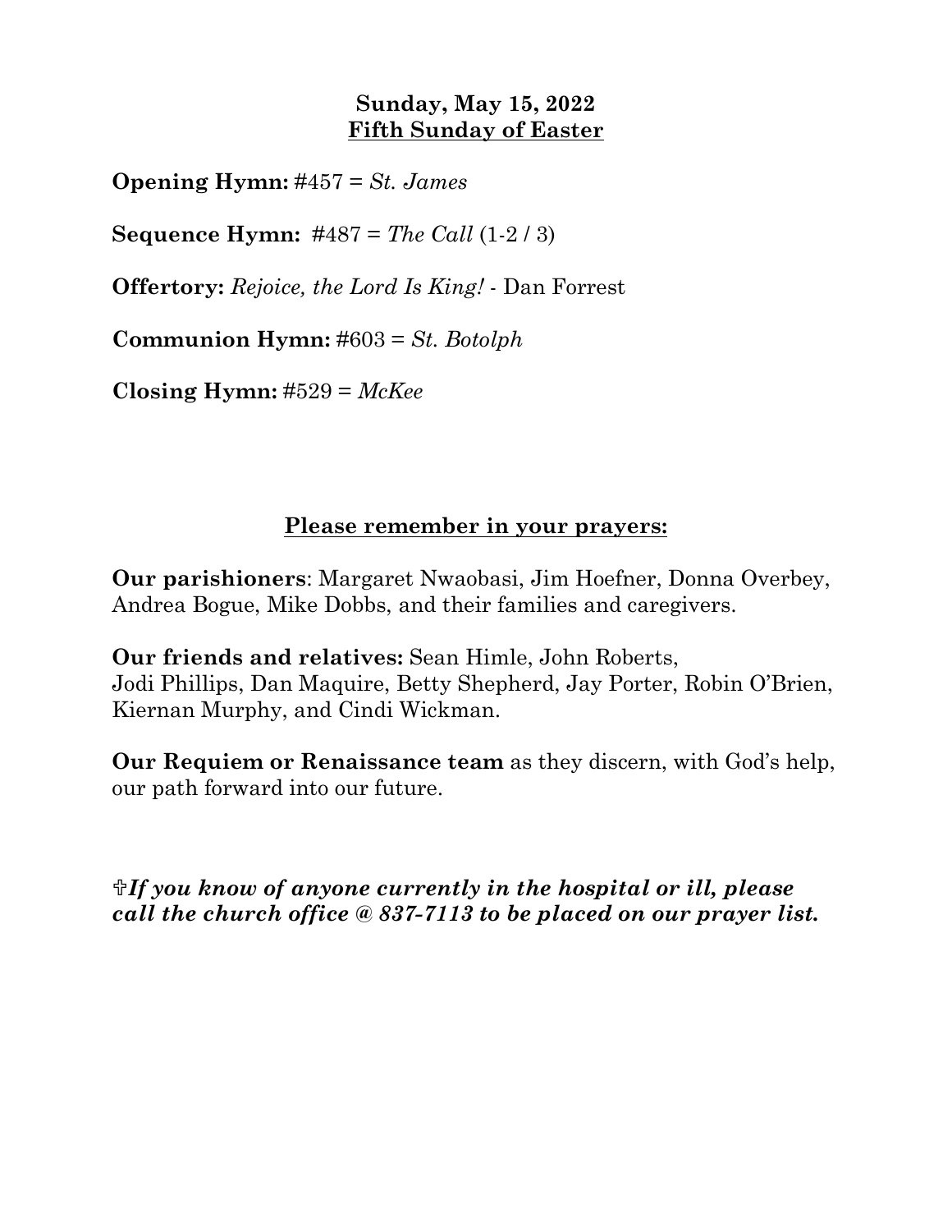**Sunday, May 15, 2022**
**Fifth Sunday of Easter**

**Opening Hymn:** #457 = *St. James*

**Sequence Hymn:** #487 = *The Call* (1-2 / 3)

**Offertory:** *Rejoice, the Lord Is King!* - Dan Forrest

**Communion Hymn:** #603 = *St. Botolph*

**Closing Hymn:** #529 = *McKee*

## Please remember in your prayers:

**Our parishioners**: Margaret Nwaobasi, Jim Hoefner, Donna Overbey, Andrea Bogue, Mike Dobbs, and their families and caregivers.

**Our friends and relatives:** Sean Himle, John Roberts, Jodi Phillips, Dan Maquire, Betty Shepherd, Jay Porter, Robin O'Brien, Kiernan Murphy, and Cindi Wickman.

**Our Requiem or Renaissance team** as they discern, with God's help, our path forward into our future.

✟***If you know of anyone currently in the hospital or ill, please call the church office @ 837-7113 to be placed on our prayer list.***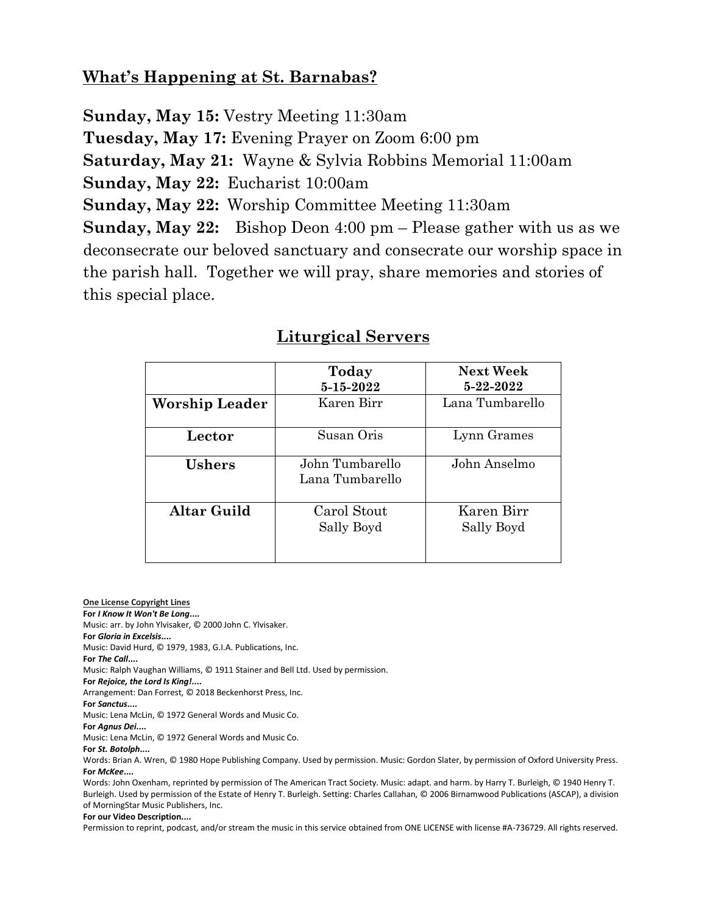## What's Happening at St. Barnabas?

**Sunday, May 15:** Vestry Meeting 11:30am
**Tuesday, May 17:** Evening Prayer on Zoom 6:00 pm
**Saturday, May 21:** Wayne & Sylvia Robbins Memorial 11:00am
**Sunday, May 22:** Eucharist 10:00am
**Sunday, May 22:** Worship Committee Meeting 11:30am
**Sunday, May 22:** Bishop Deon 4:00 pm – Please gather with us as we deconsecrate our beloved sanctuary and consecrate our worship space in the parish hall. Together we will pray, share memories and stories of this special place.

## Liturgical Servers

| | Today 5-15-2022 | Next Week 5-22-2022 |
|---|---|---|
| **Worship Leader** | Karen Birr | Lana Tumbarello |
| **Lector** | Susan Oris | Lynn Grames |
| **Ushers** | John Tumbarello<br>Lana Tumbarello | John Anselmo |
| **Altar Guild** | Carol Stout<br>Sally Boyd | Karen Birr<br>Sally Boyd |

**One License Copyright Lines**
**For *I Know It Won't Be Long*....**
Music: arr. by John Ylvisaker, © 2000 John C. Ylvisaker.
**For *Gloria in Excelsis*....**
Music: David Hurd, © 1979, 1983, G.I.A. Publications, Inc.
**For *The Call*....**
Music: Ralph Vaughan Williams, © 1911 Stainer and Bell Ltd. Used by permission.
**For *Rejoice, the Lord Is King!*....**
Arrangement: Dan Forrest, © 2018 Beckenhorst Press, Inc.
**For *Sanctus*....**
Music: Lena McLin, © 1972 General Words and Music Co.
**For *Agnus Dei*....**
Music: Lena McLin, © 1972 General Words and Music Co.
**For *St. Botolph*....**
Words: Brian A. Wren, © 1980 Hope Publishing Company. Used by permission. Music: Gordon Slater, by permission of Oxford University Press.
**For *McKee*....**
Words: John Oxenham, reprinted by permission of The American Tract Society. Music: adapt. and harm. by Harry T. Burleigh, © 1940 Henry T. Burleigh. Used by permission of the Estate of Henry T. Burleigh. Setting: Charles Callahan, © 2006 Birnamwood Publications (ASCAP), a division of MorningStar Music Publishers, Inc.
**For our Video Description....**
Permission to reprint, podcast, and/or stream the music in this service obtained from ONE LICENSE with license #A-736729. All rights reserved.